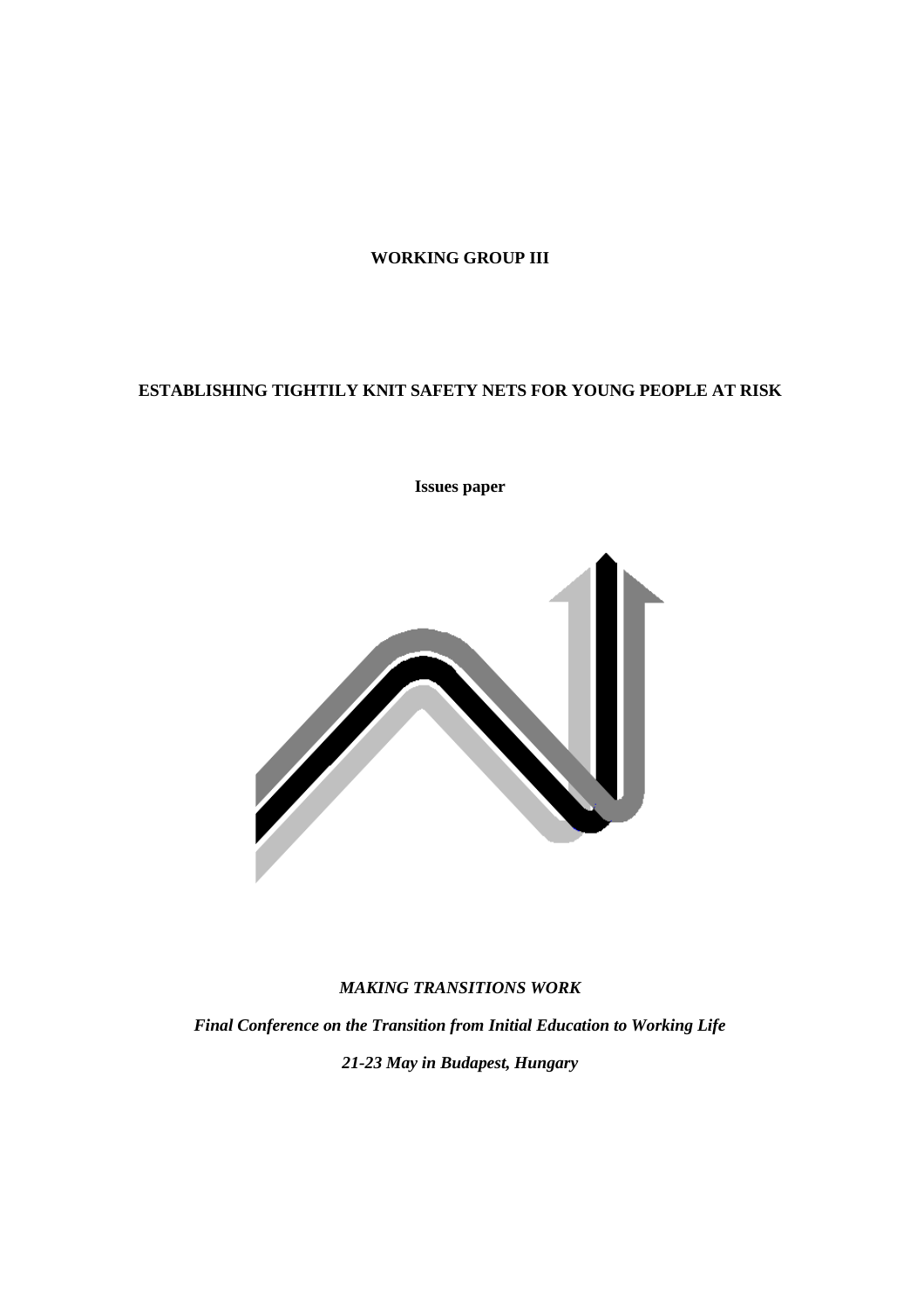**WORKING GROUP III**

# ESTABLISHING TIGHTILY KNIT SAFETY NETS FOR YOUNG PEOPLE AT RISK

**Issues paper**

***MAKING TRANSITIONS WORK***

***Final Conference on the Transition from Initial Education to Working Life***

***21-23 May in Budapest, Hungary***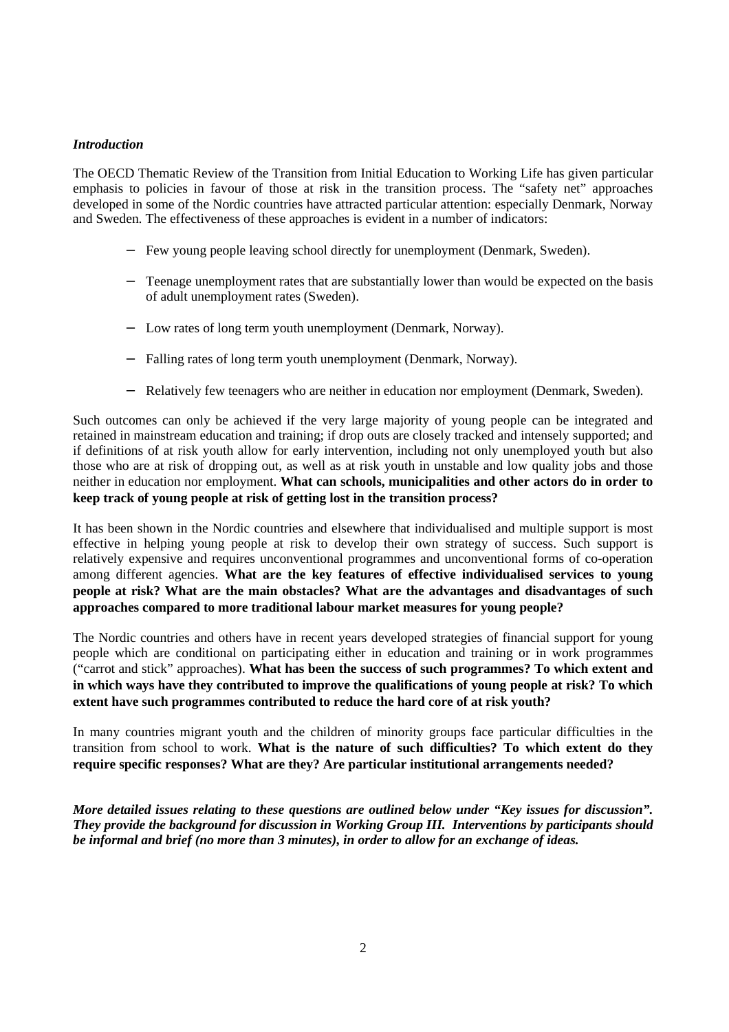### *Introduction*

The OECD Thematic Review of the Transition from Initial Education to Working Life has given particular emphasis to policies in favour of those at risk in the transition process. The "safety net" approaches developed in some of the Nordic countries have attracted particular attention: especially Denmark, Norway and Sweden. The effectiveness of these approaches is evident in a number of indicators:

- Few young people leaving school directly for unemployment (Denmark, Sweden).
- Teenage unemployment rates that are substantially lower than would be expected on the basis of adult unemployment rates (Sweden).
- Low rates of long term youth unemployment (Denmark, Norway).
- Falling rates of long term youth unemployment (Denmark, Norway).
- Relatively few teenagers who are neither in education nor employment (Denmark, Sweden).

Such outcomes can only be achieved if the very large majority of young people can be integrated and retained in mainstream education and training; if drop outs are closely tracked and intensely supported; and if definitions of at risk youth allow for early intervention, including not only unemployed youth but also those who are at risk of dropping out, as well as at risk youth in unstable and low quality jobs and those neither in education nor employment. **What can schools, municipalities and other actors do in order to keep track of young people at risk of getting lost in the transition process?**

It has been shown in the Nordic countries and elsewhere that individualised and multiple support is most effective in helping young people at risk to develop their own strategy of success. Such support is relatively expensive and requires unconventional programmes and unconventional forms of co-operation among different agencies. **What are the key features of effective individualised services to young people at risk? What are the main obstacles? What are the advantages and disadvantages of such approaches compared to more traditional labour market measures for young people?**

The Nordic countries and others have in recent years developed strategies of financial support for young people which are conditional on participating either in education and training or in work programmes ("carrot and stick" approaches). **What has been the success of such programmes? To which extent and in which ways have they contributed to improve the qualifications of young people at risk? To which extent have such programmes contributed to reduce the hard core of at risk youth?**

In many countries migrant youth and the children of minority groups face particular difficulties in the transition from school to work. **What is the nature of such difficulties? To which extent do they require specific responses? What are they? Are particular institutional arrangements needed?**

***More detailed issues relating to these questions are outlined below under "Key issues for discussion". They provide the background for discussion in Working Group III. Interventions by participants should be informal and brief (no more than 3 minutes), in order to allow for an exchange of ideas.***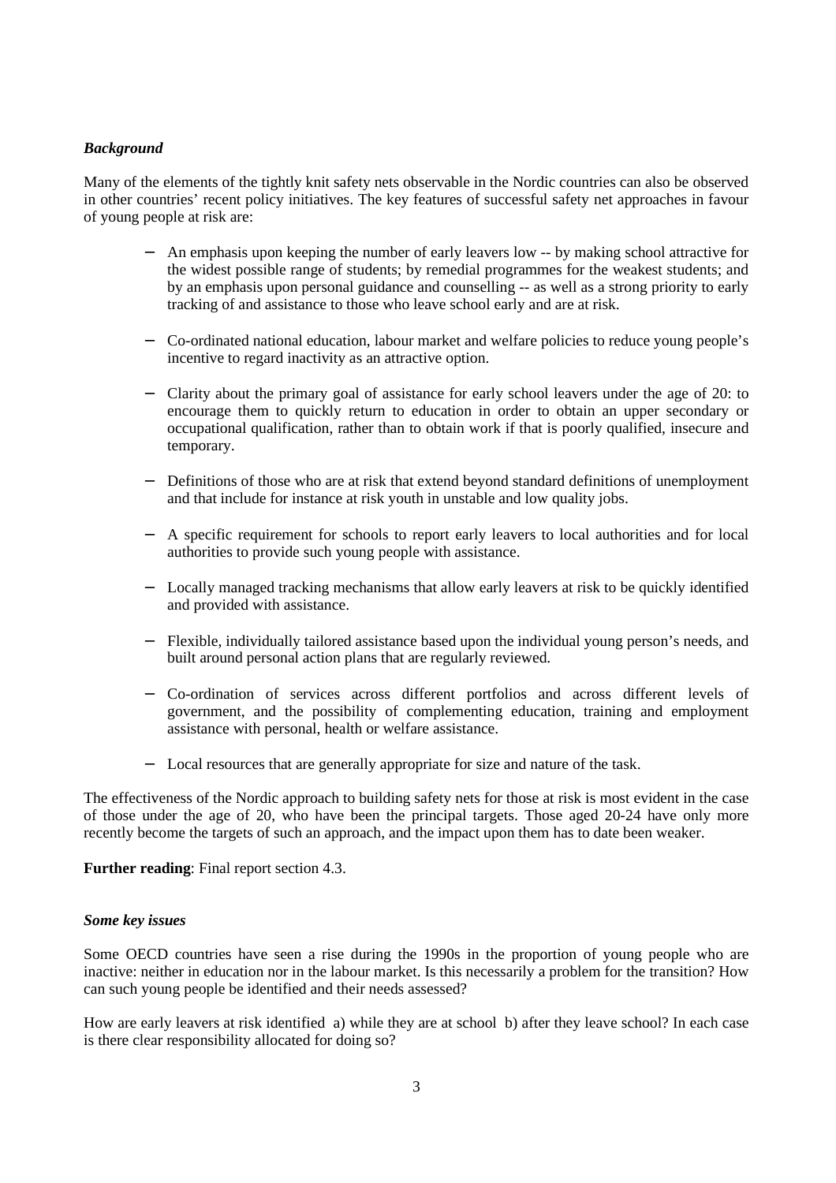### *Background*

Many of the elements of the tightly knit safety nets observable in the Nordic countries can also be observed in other countries' recent policy initiatives. The key features of successful safety net approaches in favour of young people at risk are:

- An emphasis upon keeping the number of early leavers low -- by making school attractive for the widest possible range of students; by remedial programmes for the weakest students; and by an emphasis upon personal guidance and counselling -- as well as a strong priority to early tracking of and assistance to those who leave school early and are at risk.
- Co-ordinated national education, labour market and welfare policies to reduce young people's incentive to regard inactivity as an attractive option.
- Clarity about the primary goal of assistance for early school leavers under the age of 20: to encourage them to quickly return to education in order to obtain an upper secondary or occupational qualification, rather than to obtain work if that is poorly qualified, insecure and temporary.
- Definitions of those who are at risk that extend beyond standard definitions of unemployment and that include for instance at risk youth in unstable and low quality jobs.
- A specific requirement for schools to report early leavers to local authorities and for local authorities to provide such young people with assistance.
- Locally managed tracking mechanisms that allow early leavers at risk to be quickly identified and provided with assistance.
- Flexible, individually tailored assistance based upon the individual young person's needs, and built around personal action plans that are regularly reviewed.
- Co-ordination of services across different portfolios and across different levels of government, and the possibility of complementing education, training and employment assistance with personal, health or welfare assistance.
- Local resources that are generally appropriate for size and nature of the task.

The effectiveness of the Nordic approach to building safety nets for those at risk is most evident in the case of those under the age of 20, who have been the principal targets. Those aged 20-24 have only more recently become the targets of such an approach, and the impact upon them has to date been weaker.

**Further reading**: Final report section 4.3.

### *Some key issues*

Some OECD countries have seen a rise during the 1990s in the proportion of young people who are inactive: neither in education nor in the labour market. Is this necessarily a problem for the transition? How can such young people be identified and their needs assessed?

How are early leavers at risk identified a) while they are at school b) after they leave school? In each case is there clear responsibility allocated for doing so?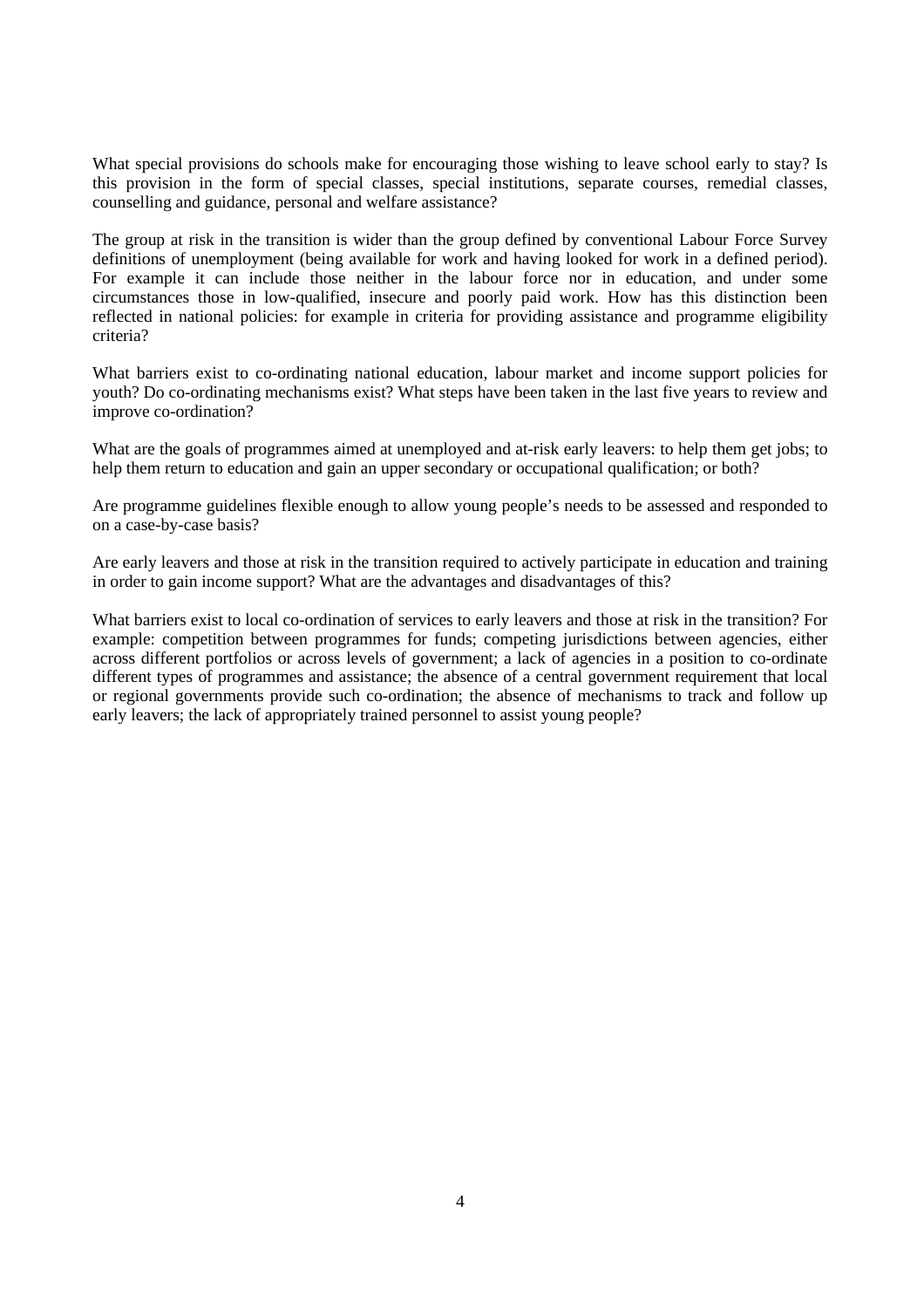What special provisions do schools make for encouraging those wishing to leave school early to stay? Is this provision in the form of special classes, special institutions, separate courses, remedial classes, counselling and guidance, personal and welfare assistance?

The group at risk in the transition is wider than the group defined by conventional Labour Force Survey definitions of unemployment (being available for work and having looked for work in a defined period). For example it can include those neither in the labour force nor in education, and under some circumstances those in low-qualified, insecure and poorly paid work. How has this distinction been reflected in national policies: for example in criteria for providing assistance and programme eligibility criteria?

What barriers exist to co-ordinating national education, labour market and income support policies for youth? Do co-ordinating mechanisms exist? What steps have been taken in the last five years to review and improve co-ordination?

What are the goals of programmes aimed at unemployed and at-risk early leavers: to help them get jobs; to help them return to education and gain an upper secondary or occupational qualification; or both?

Are programme guidelines flexible enough to allow young people's needs to be assessed and responded to on a case-by-case basis?

Are early leavers and those at risk in the transition required to actively participate in education and training in order to gain income support? What are the advantages and disadvantages of this?

What barriers exist to local co-ordination of services to early leavers and those at risk in the transition? For example: competition between programmes for funds; competing jurisdictions between agencies, either across different portfolios or across levels of government; a lack of agencies in a position to co-ordinate different types of programmes and assistance; the absence of a central government requirement that local or regional governments provide such co-ordination; the absence of mechanisms to track and follow up early leavers; the lack of appropriately trained personnel to assist young people?